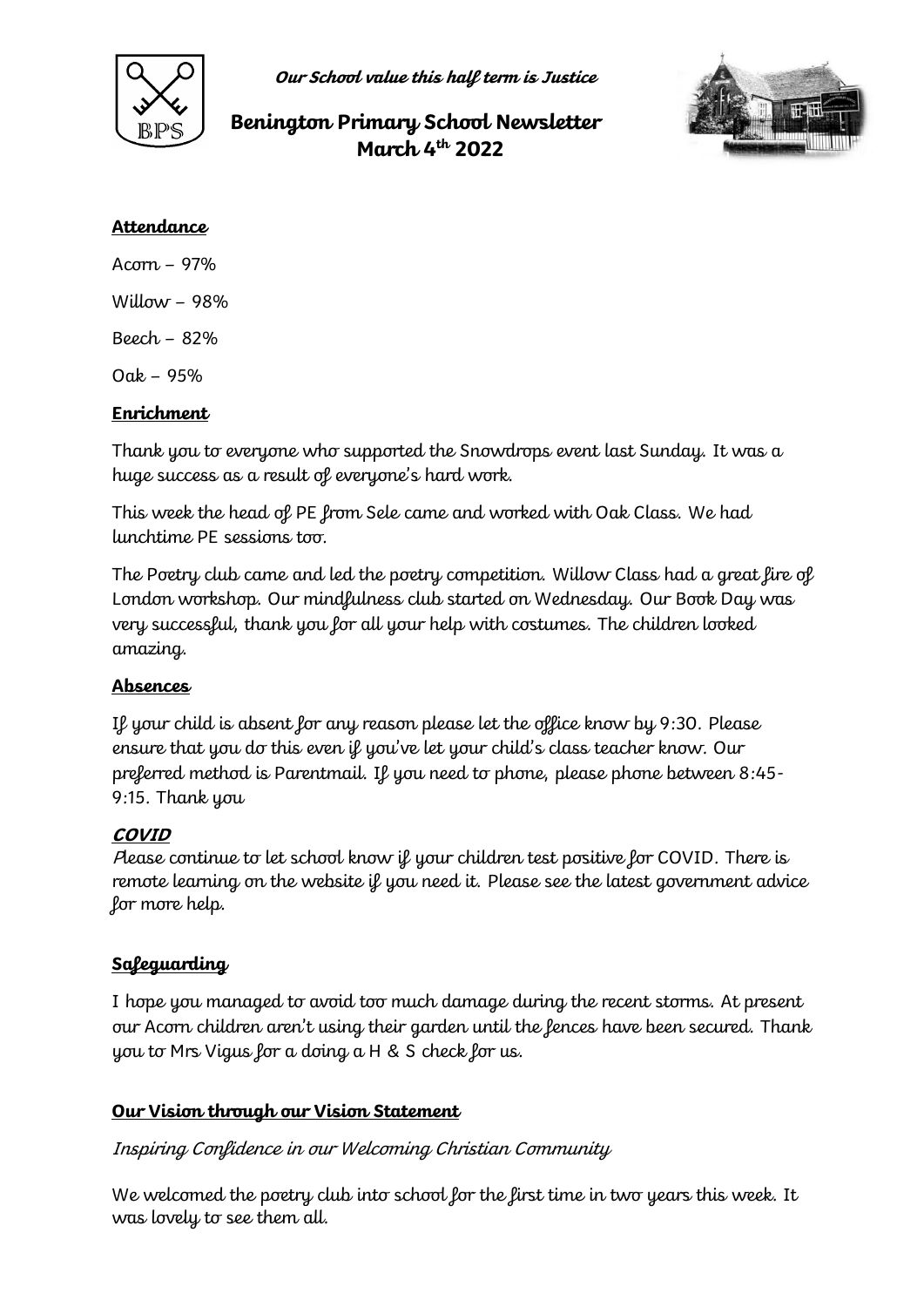*Our School value this half term is Justice*

# Benington Primary School Newsletter March 4th 2022

## Attendance

Acorn – 97%

Willow – 98%

Beech – 82%

Oak – 95%

## Enrichment

Thank you to everyone who supported the Snowdrops event last Sunday. It was a huge success as a result of everyone's hard work.

This week the head of PE from Sele came and worked with Oak Class. We had lunchtime PE sessions too.

The Poetry club came and led the poetry competition. Willow Class had a great fire of London workshop. Our mindfulness club started on Wednesday. Our Book Day was very successful, thank you for all your help with costumes. The children looked amazing.

## Absences

If your child is absent for any reason please let the office know by 9:30. Please ensure that you do this even if you've let your child's class teacher know. Our preferred method is Parentmail. If you need to phone, please phone between 8:45-9:15. Thank you

## COVID

Please continue to let school know if your children test positive for COVID. There is remote learning on the website if you need it. Please see the latest government advice for more help.

## Safeguarding

I hope you managed to avoid too much damage during the recent storms. At present our Acorn children aren't using their garden until the fences have been secured. Thank you to Mrs Vigus for a doing a H & S check for us.

## Our Vision through our Vision Statement

*Inspiring Confidence in our Welcoming Christian Community*

We welcomed the poetry club into school for the first time in two years this week. It was lovely to see them all.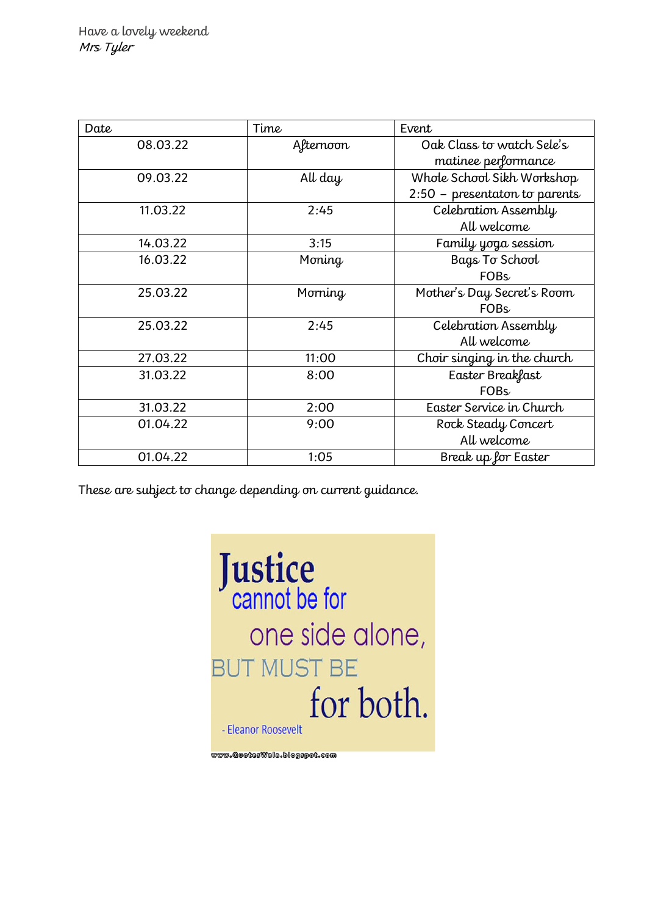Have a lovely weekend
*Mrs Tyler*

| Date | Time | Event |
|---|---|---|
| 08.03.22 | Afternoon | Oak Class to watch Sele's matinee performance |
| 09.03.22 | All day | Whole School Sikh Workshop 2:50 – presentaton to parents |
| 11.03.22 | 2:45 | Celebration Assembly All welcome |
| 14.03.22 | 3:15 | Family yoga session |
| 16.03.22 | Moning | Bags To School FOBs |
| 25.03.22 | Morning | Mother's Day Secret's Room FOBs |
| 25.03.22 | 2:45 | Celebration Assembly All welcome |
| 27.03.22 | 11:00 | Choir singing in the church |
| 31.03.22 | 8:00 | Easter Breakfast FOBs |
| 31.03.22 | 2:00 | Easter Service in Church |
| 01.04.22 | 9:00 | Rock Steady Concert All welcome |
| 01.04.22 | 1:05 | Break up for Easter |

These are subject to change depending on current guidance.

Justice cannot be for one side alone, BUT MUST BE for both.

- Eleanor Roosevelt

www.QuotesWala.blogspot.com